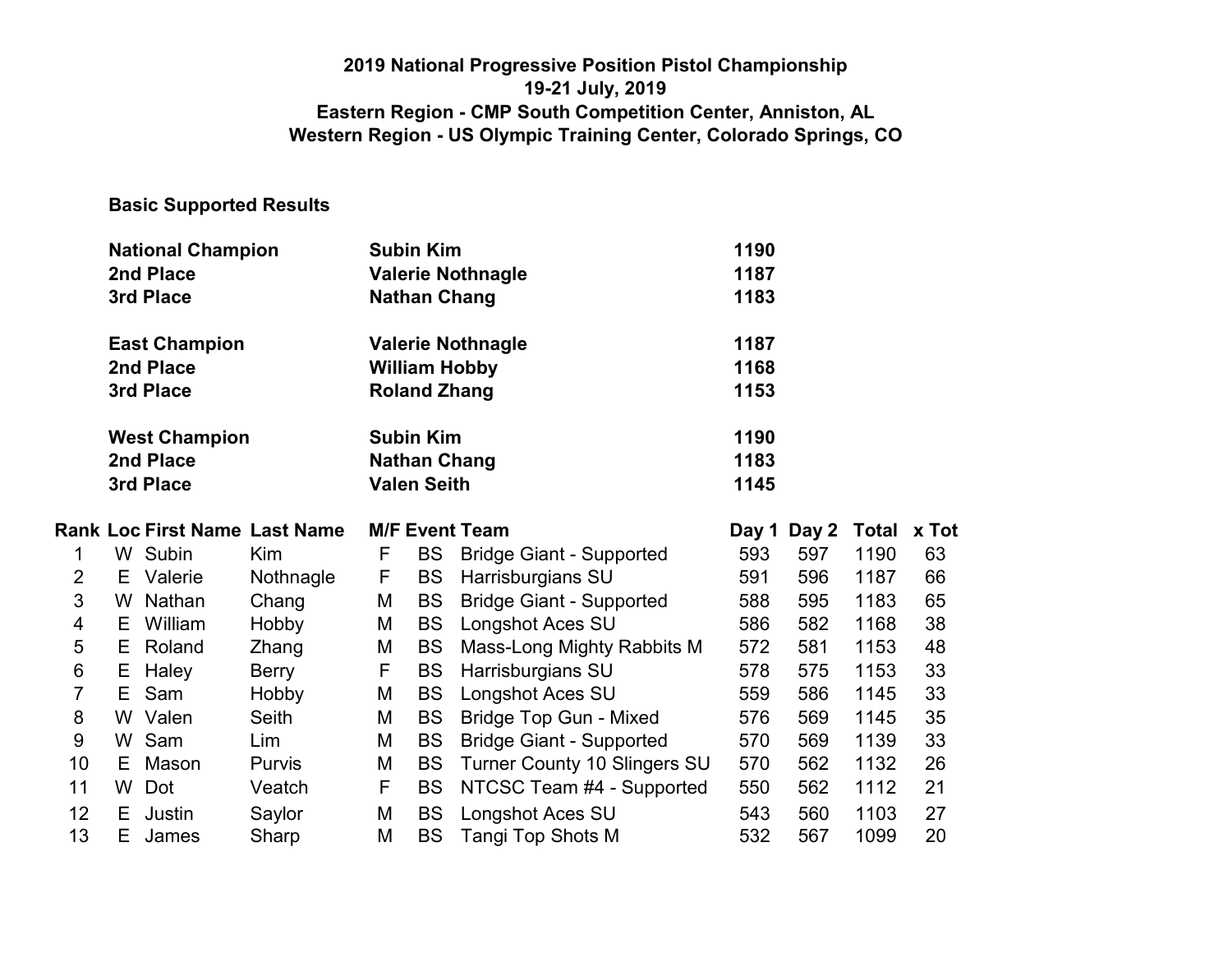**2019 National Progressive Position Pistol Championship**
**19-21 July, 2019**
**Eastern Region - CMP South Competition Center, Anniston, AL**
**Western Region - US Olympic Training Center, Colorado Springs, CO**

## Basic Supported Results

| | | |
|---|---|---|
| **National Champion** | **Subin Kim** | **1190** |
| **2nd Place** | **Valerie Nothnagle** | **1187** |
| **3rd Place** | **Nathan Chang** | **1183** |
| | | |
| **East Champion** | **Valerie Nothnagle** | **1187** |
| **2nd Place** | **William Hobby** | **1168** |
| **3rd Place** | **Roland Zhang** | **1153** |
| | | |
| **West Champion** | **Subin Kim** | **1190** |
| **2nd Place** | **Nathan Chang** | **1183** |
| **3rd Place** | **Valen Seith** | **1145** |

| Rank | Loc | First Name | Last Name | M/F | Event | Team | Day 1 | Day 2 | Total | x Tot |
|---|---|---|---|---|---|---|---|---|---|---|
| 1 | W | Subin | Kim | F | BS | Bridge Giant - Supported | 593 | 597 | 1190 | 63 |
| 2 | E | Valerie | Nothnagle | F | BS | Harrisburgians SU | 591 | 596 | 1187 | 66 |
| 3 | W | Nathan | Chang | M | BS | Bridge Giant - Supported | 588 | 595 | 1183 | 65 |
| 4 | E | William | Hobby | M | BS | Longshot Aces SU | 586 | 582 | 1168 | 38 |
| 5 | E | Roland | Zhang | M | BS | Mass-Long Mighty Rabbits M | 572 | 581 | 1153 | 48 |
| 6 | E | Haley | Berry | F | BS | Harrisburgians SU | 578 | 575 | 1153 | 33 |
| 7 | E | Sam | Hobby | M | BS | Longshot Aces SU | 559 | 586 | 1145 | 33 |
| 8 | W | Valen | Seith | M | BS | Bridge Top Gun - Mixed | 576 | 569 | 1145 | 35 |
| 9 | W | Sam | Lim | M | BS | Bridge Giant - Supported | 570 | 569 | 1139 | 33 |
| 10 | E | Mason | Purvis | M | BS | Turner County 10 Slingers SU | 570 | 562 | 1132 | 26 |
| 11 | W | Dot | Veatch | F | BS | NTCSC Team #4 - Supported | 550 | 562 | 1112 | 21 |
| 12 | E | Justin | Saylor | M | BS | Longshot Aces SU | 543 | 560 | 1103 | 27 |
| 13 | E | James | Sharp | M | BS | Tangi Top Shots M | 532 | 567 | 1099 | 20 |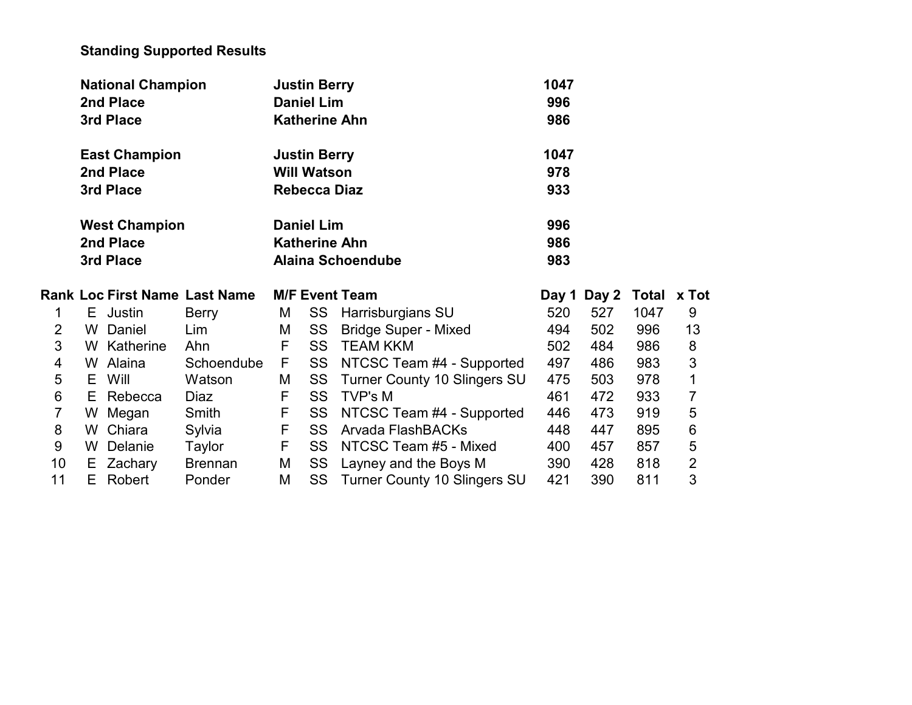**Standing Supported Results**

| | | |
|---|---|---|
| **National Champion** | **Justin Berry** | **1047** |
| **2nd Place** | **Daniel Lim** | **996** |
| **3rd Place** | **Katherine Ahn** | **986** |
| | | |
| **East Champion** | **Justin Berry** | **1047** |
| **2nd Place** | **Will Watson** | **978** |
| **3rd Place** | **Rebecca Diaz** | **933** |
| | | |
| **West Champion** | **Daniel Lim** | **996** |
| **2nd Place** | **Katherine Ahn** | **986** |
| **3rd Place** | **Alaina Schoendube** | **983** |

| Rank | Loc | First Name | Last Name | M/F | Event | Team | Day 1 | Day 2 | Total | x Tot |
|---|---|---|---|---|---|---|---|---|---|---|
| 1 | E | Justin | Berry | M | SS | Harrisburgians SU | 520 | 527 | 1047 | 9 |
| 2 | W | Daniel | Lim | M | SS | Bridge Super - Mixed | 494 | 502 | 996 | 13 |
| 3 | W | Katherine | Ahn | F | SS | TEAM KKM | 502 | 484 | 986 | 8 |
| 4 | W | Alaina | Schoendube | F | SS | NTCSC Team #4 - Supported | 497 | 486 | 983 | 3 |
| 5 | E | Will | Watson | M | SS | Turner County 10 Slingers SU | 475 | 503 | 978 | 1 |
| 6 | E | Rebecca | Diaz | F | SS | TVP's M | 461 | 472 | 933 | 7 |
| 7 | W | Megan | Smith | F | SS | NTCSC Team #4 - Supported | 446 | 473 | 919 | 5 |
| 8 | W | Chiara | Sylvia | F | SS | Arvada FlashBACKs | 448 | 447 | 895 | 6 |
| 9 | W | Delanie | Taylor | F | SS | NTCSC Team #5 - Mixed | 400 | 457 | 857 | 5 |
| 10 | E | Zachary | Brennan | M | SS | Layney and the Boys M | 390 | 428 | 818 | 2 |
| 11 | E | Robert | Ponder | M | SS | Turner County 10 Slingers SU | 421 | 390 | 811 | 3 |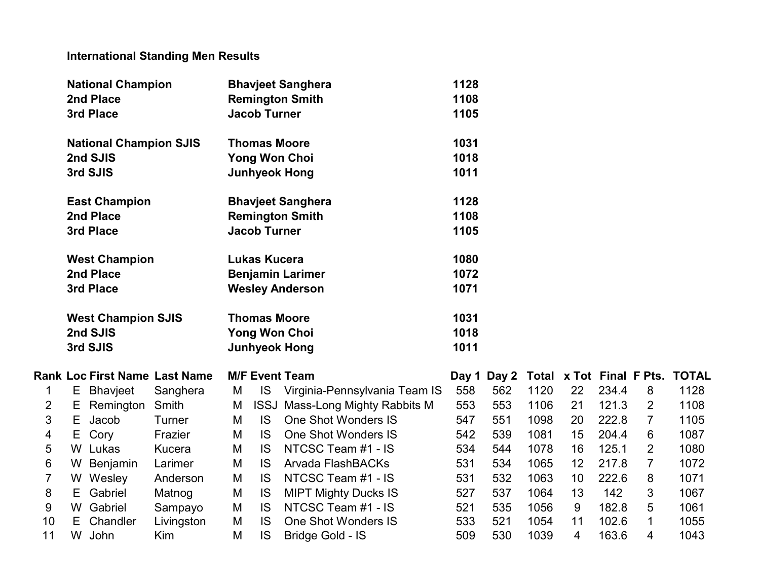**International Standing Men Results**

| | | |
|---|---|---|
| **National Champion** | **Bhavjeet Sanghera** | **1128** |
| **2nd Place** | **Remington Smith** | **1108** |
| **3rd Place** | **Jacob Turner** | **1105** |
| | | |
| **National Champion SJIS** | **Thomas Moore** | **1031** |
| **2nd SJIS** | **Yong Won Choi** | **1018** |
| **3rd SJIS** | **Junhyeok Hong** | **1011** |
| | | |
| **East Champion** | **Bhavjeet Sanghera** | **1128** |
| **2nd Place** | **Remington Smith** | **1108** |
| **3rd Place** | **Jacob Turner** | **1105** |
| | | |
| **West Champion** | **Lukas Kucera** | **1080** |
| **2nd Place** | **Benjamin Larimer** | **1072** |
| **3rd Place** | **Wesley Anderson** | **1071** |
| | | |
| **West Champion SJIS** | **Thomas Moore** | **1031** |
| **2nd SJIS** | **Yong Won Choi** | **1018** |
| **3rd SJIS** | **Junhyeok Hong** | **1011** |

| Rank | Loc | First Name | Last Name | M/F | Event | Team | Day 1 | Day 2 | Total | x Tot | Final | F Pts. | TOTAL |
|---|---|---|---|---|---|---|---|---|---|---|---|---|---|
| 1 | E | Bhavjeet | Sanghera | M | IS | Virginia-Pennsylvania Team IS | 558 | 562 | 1120 | 22 | 234.4 | 8 | 1128 |
| 2 | E | Remington | Smith | M | ISSJ | Mass-Long Mighty Rabbits M | 553 | 553 | 1106 | 21 | 121.3 | 2 | 1108 |
| 3 | E | Jacob | Turner | M | IS | One Shot Wonders IS | 547 | 551 | 1098 | 20 | 222.8 | 7 | 1105 |
| 4 | E | Cory | Frazier | M | IS | One Shot Wonders IS | 542 | 539 | 1081 | 15 | 204.4 | 6 | 1087 |
| 5 | W | Lukas | Kucera | M | IS | NTCSC Team #1 - IS | 534 | 544 | 1078 | 16 | 125.1 | 2 | 1080 |
| 6 | W | Benjamin | Larimer | M | IS | Arvada FlashBACKs | 531 | 534 | 1065 | 12 | 217.8 | 7 | 1072 |
| 7 | W | Wesley | Anderson | M | IS | NTCSC Team #1 - IS | 531 | 532 | 1063 | 10 | 222.6 | 8 | 1071 |
| 8 | E | Gabriel | Matnog | M | IS | MIPT Mighty Ducks IS | 527 | 537 | 1064 | 13 | 142 | 3 | 1067 |
| 9 | W | Gabriel | Sampayo | M | IS | NTCSC Team #1 - IS | 521 | 535 | 1056 | 9 | 182.8 | 5 | 1061 |
| 10 | E | Chandler | Livingston | M | IS | One Shot Wonders IS | 533 | 521 | 1054 | 11 | 102.6 | 1 | 1055 |
| 11 | W | John | Kim | M | IS | Bridge Gold - IS | 509 | 530 | 1039 | 4 | 163.6 | 4 | 1043 |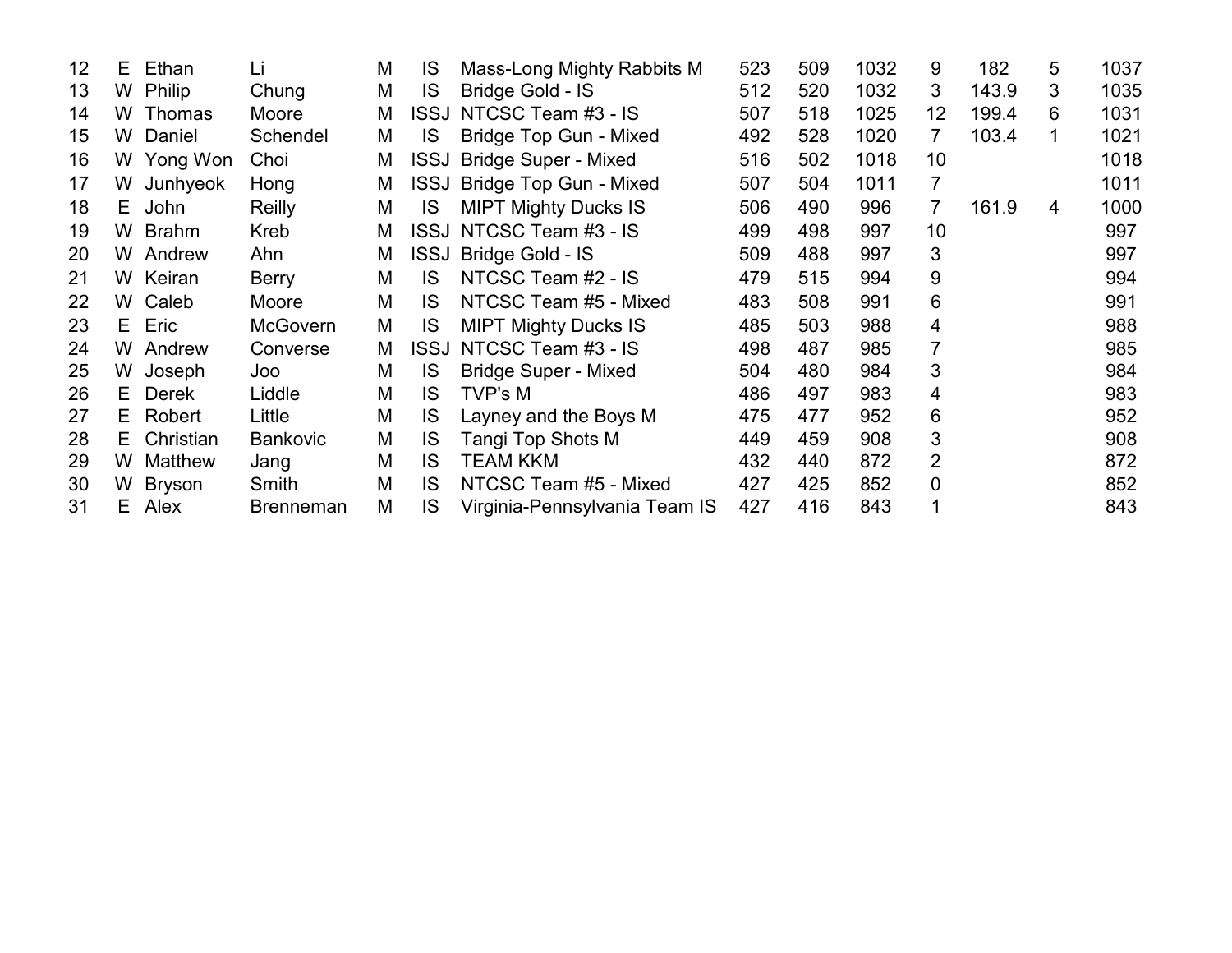| | | | | | | | | | | | | | |
|---|---|---|---|---|---|---|---|---|---|---|---|---|---|
| 12 | E | Ethan | Li | M | IS | Mass-Long Mighty Rabbits M | 523 | 509 | 1032 | 9 | 182 | 5 | 1037 |
| 13 | W | Philip | Chung | M | IS | Bridge Gold - IS | 512 | 520 | 1032 | 3 | 143.9 | 3 | 1035 |
| 14 | W | Thomas | Moore | M | ISSJ | NTCSC Team #3 - IS | 507 | 518 | 1025 | 12 | 199.4 | 6 | 1031 |
| 15 | W | Daniel | Schendel | M | IS | Bridge Top Gun - Mixed | 492 | 528 | 1020 | 7 | 103.4 | 1 | 1021 |
| 16 | W | Yong Won | Choi | M | ISSJ | Bridge Super - Mixed | 516 | 502 | 1018 | 10 | | | 1018 |
| 17 | W | Junhyeok | Hong | M | ISSJ | Bridge Top Gun - Mixed | 507 | 504 | 1011 | 7 | | | 1011 |
| 18 | E | John | Reilly | M | IS | MIPT Mighty Ducks IS | 506 | 490 | 996 | 7 | 161.9 | 4 | 1000 |
| 19 | W | Brahm | Kreb | M | ISSJ | NTCSC Team #3 - IS | 499 | 498 | 997 | 10 | | | 997 |
| 20 | W | Andrew | Ahn | M | ISSJ | Bridge Gold - IS | 509 | 488 | 997 | 3 | | | 997 |
| 21 | W | Keiran | Berry | M | IS | NTCSC Team #2 - IS | 479 | 515 | 994 | 9 | | | 994 |
| 22 | W | Caleb | Moore | M | IS | NTCSC Team #5 - Mixed | 483 | 508 | 991 | 6 | | | 991 |
| 23 | E | Eric | McGovern | M | IS | MIPT Mighty Ducks IS | 485 | 503 | 988 | 4 | | | 988 |
| 24 | W | Andrew | Converse | M | ISSJ | NTCSC Team #3 - IS | 498 | 487 | 985 | 7 | | | 985 |
| 25 | W | Joseph | Joo | M | IS | Bridge Super - Mixed | 504 | 480 | 984 | 3 | | | 984 |
| 26 | E | Derek | Liddle | M | IS | TVP's M | 486 | 497 | 983 | 4 | | | 983 |
| 27 | E | Robert | Little | M | IS | Layney and the Boys M | 475 | 477 | 952 | 6 | | | 952 |
| 28 | E | Christian | Bankovic | M | IS | Tangi Top Shots M | 449 | 459 | 908 | 3 | | | 908 |
| 29 | W | Matthew | Jang | M | IS | TEAM KKM | 432 | 440 | 872 | 2 | | | 872 |
| 30 | W | Bryson | Smith | M | IS | NTCSC Team #5 - Mixed | 427 | 425 | 852 | 0 | | | 852 |
| 31 | E | Alex | Brenneman | M | IS | Virginia-Pennsylvania Team IS | 427 | 416 | 843 | 1 | | | 843 |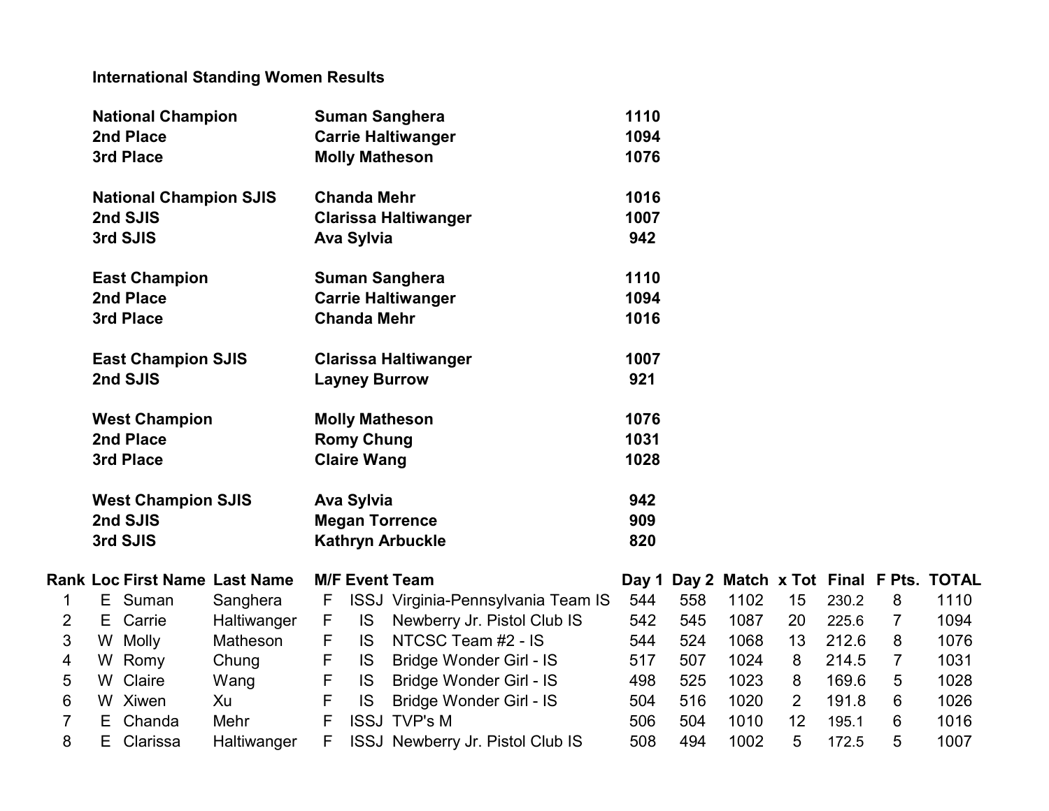## International Standing Women Results

| | | |
|---|---|---|
| **National Champion** | **Suman Sanghera** | **1110** |
| **2nd Place** | **Carrie Haltiwanger** | **1094** |
| **3rd Place** | **Molly Matheson** | **1076** |
| | | |
| **National Champion SJIS** | **Chanda Mehr** | **1016** |
| **2nd SJIS** | **Clarissa Haltiwanger** | **1007** |
| **3rd SJIS** | **Ava Sylvia** | **942** |
| | | |
| **East Champion** | **Suman Sanghera** | **1110** |
| **2nd Place** | **Carrie Haltiwanger** | **1094** |
| **3rd Place** | **Chanda Mehr** | **1016** |
| | | |
| **East Champion SJIS** | **Clarissa Haltiwanger** | **1007** |
| **2nd SJIS** | **Layney Burrow** | **921** |
| | | |
| **West Champion** | **Molly Matheson** | **1076** |
| **2nd Place** | **Romy Chung** | **1031** |
| **3rd Place** | **Claire Wang** | **1028** |
| | | |
| **West Champion SJIS** | **Ava Sylvia** | **942** |
| **2nd SJIS** | **Megan Torrence** | **909** |
| **3rd SJIS** | **Kathryn Arbuckle** | **820** |

| Rank | Loc | First Name | Last Name | M/F | Event | Team | Day 1 | Day 2 | Match | x Tot | Final | F Pts. | TOTAL |
|---|---|---|---|---|---|---|---|---|---|---|---|---|---|
| 1 | E | Suman | Sanghera | F | ISSJ | Virginia-Pennsylvania Team IS | 544 | 558 | 1102 | 15 | 230.2 | 8 | 1110 |
| 2 | E | Carrie | Haltiwanger | F | IS | Newberry Jr. Pistol Club IS | 542 | 545 | 1087 | 20 | 225.6 | 7 | 1094 |
| 3 | W | Molly | Matheson | F | IS | NTCSC Team #2 - IS | 544 | 524 | 1068 | 13 | 212.6 | 8 | 1076 |
| 4 | W | Romy | Chung | F | IS | Bridge Wonder Girl - IS | 517 | 507 | 1024 | 8 | 214.5 | 7 | 1031 |
| 5 | W | Claire | Wang | F | IS | Bridge Wonder Girl - IS | 498 | 525 | 1023 | 8 | 169.6 | 5 | 1028 |
| 6 | W | Xiwen | Xu | F | IS | Bridge Wonder Girl - IS | 504 | 516 | 1020 | 2 | 191.8 | 6 | 1026 |
| 7 | E | Chanda | Mehr | F | ISSJ | TVP's M | 506 | 504 | 1010 | 12 | 195.1 | 6 | 1016 |
| 8 | E | Clarissa | Haltiwanger | F | ISSJ | Newberry Jr. Pistol Club IS | 508 | 494 | 1002 | 5 | 172.5 | 5 | 1007 |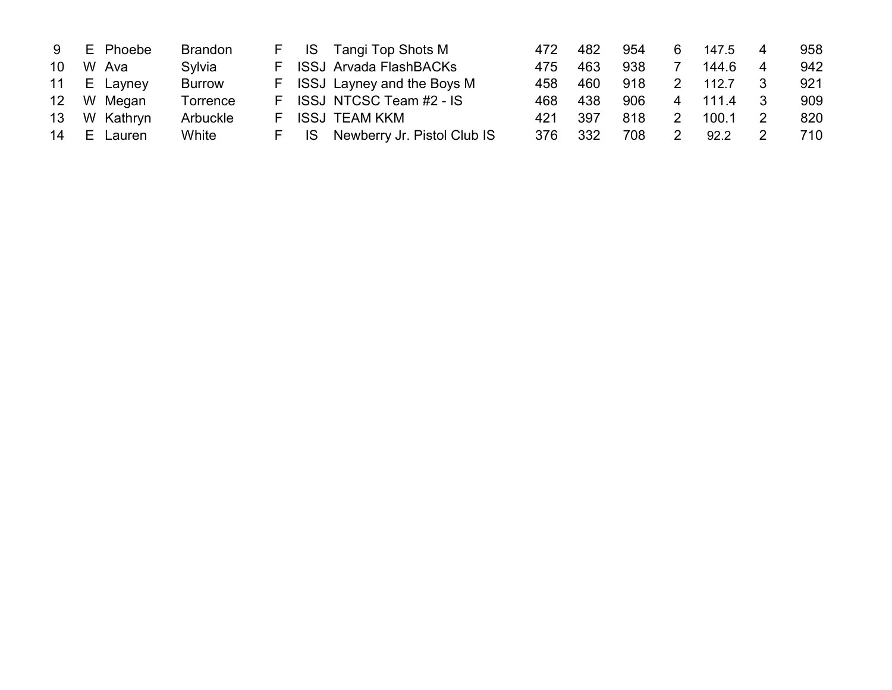| | | | | | | | | | | | | | |
|---|---|---|---|---|---|---|---|---|---|---|---|---|---|
| 9 | E | Phoebe | Brandon | F | IS | Tangi Top Shots M | 472 | 482 | 954 | 6 | 147.5 | 4 | 958 |
| 10 | W | Ava | Sylvia | F | ISSJ | Arvada FlashBACKs | 475 | 463 | 938 | 7 | 144.6 | 4 | 942 |
| 11 | E | Layney | Burrow | F | ISSJ | Layney and the Boys M | 458 | 460 | 918 | 2 | 112.7 | 3 | 921 |
| 12 | W | Megan | Torrence | F | ISSJ | NTCSC Team #2 - IS | 468 | 438 | 906 | 4 | 111.4 | 3 | 909 |
| 13 | W | Kathryn | Arbuckle | F | ISSJ | TEAM KKM | 421 | 397 | 818 | 2 | 100.1 | 2 | 820 |
| 14 | E | Lauren | White | F | IS | Newberry Jr. Pistol Club IS | 376 | 332 | 708 | 2 | 92.2 | 2 | 710 |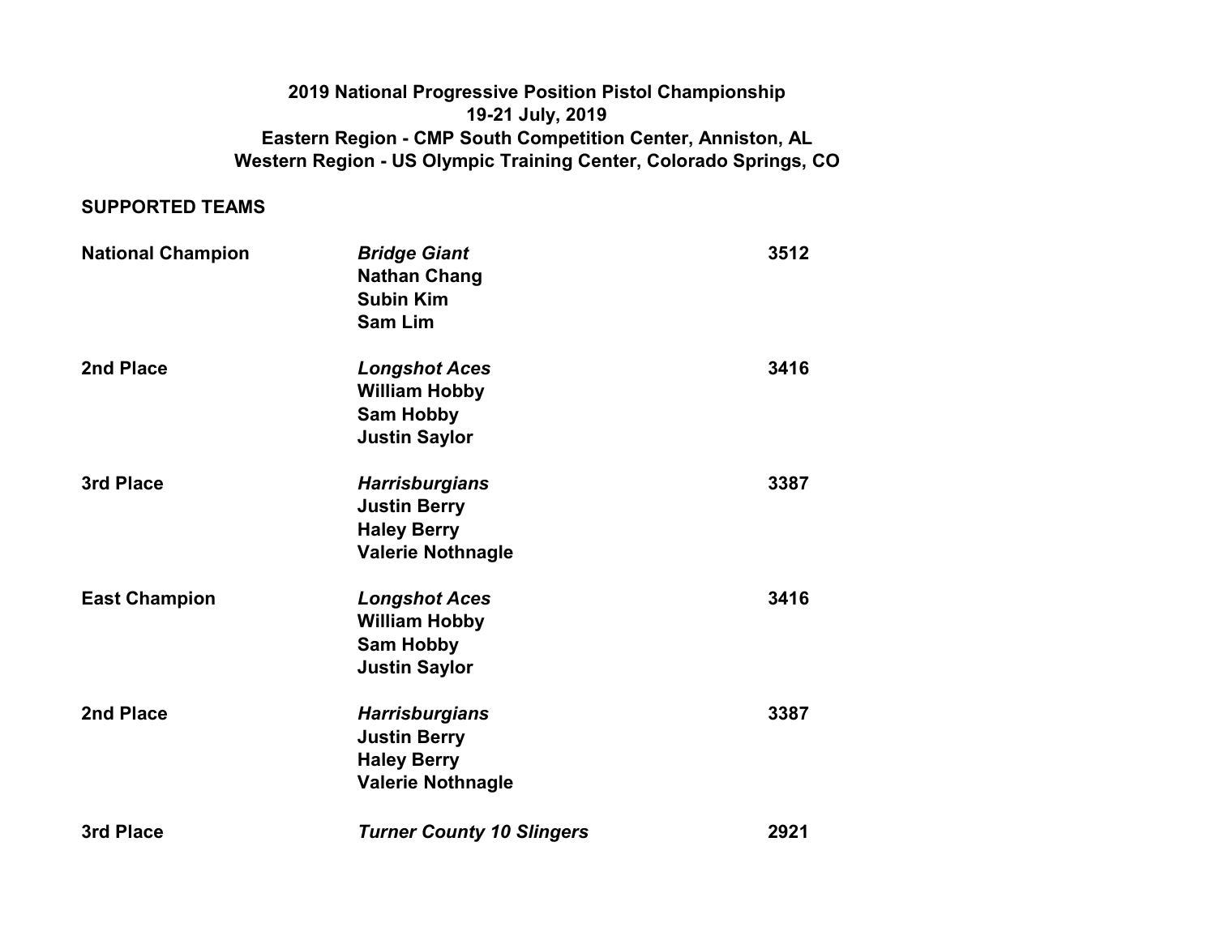**2019 National Progressive Position Pistol Championship**
**19-21 July, 2019**
**Eastern Region - CMP South Competition Center, Anniston, AL**
**Western Region - US Olympic Training Center, Colorado Springs, CO**

## SUPPORTED TEAMS

| Place | Team | Score |
|---|---|---|
| **National Champion** | ***Bridge Giant***<br>**Nathan Chang**<br>**Subin Kim**<br>**Sam Lim** | **3512** |
| **2nd Place** | ***Longshot Aces***<br>**William Hobby**<br>**Sam Hobby**<br>**Justin Saylor** | **3416** |
| **3rd Place** | ***Harrisburgians***<br>**Justin Berry**<br>**Haley Berry**<br>**Valerie Nothnagle** | **3387** |
| **East Champion** | ***Longshot Aces***<br>**William Hobby**<br>**Sam Hobby**<br>**Justin Saylor** | **3416** |
| **2nd Place** | ***Harrisburgians***<br>**Justin Berry**<br>**Haley Berry**<br>**Valerie Nothnagle** | **3387** |
| **3rd Place** | ***Turner County 10 Slingers*** | **2921** |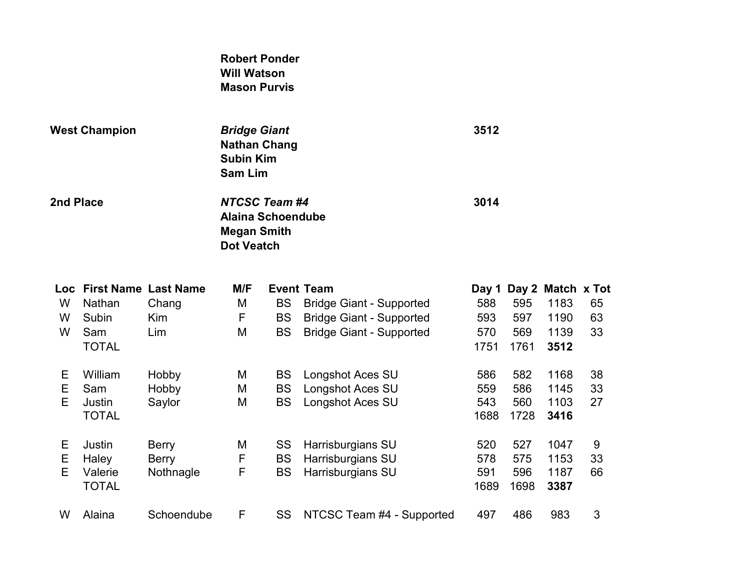**Robert Ponder**
**Will Watson**
**Mason Purvis**

**West Champion** — ***Bridge Giant*** — **3512**
**Nathan Chang**
**Subin Kim**
**Sam Lim**

**2nd Place** — ***NTCSC Team #4*** — **3014**
**Alaina Schoendube**
**Megan Smith**
**Dot Veatch**

| Loc | First Name | Last Name | M/F | Event | Team | Day 1 | Day 2 | Match | x Tot |
|---|---|---|---|---|---|---|---|---|---|
| W | Nathan | Chang | M | BS | Bridge Giant - Supported | 588 | 595 | 1183 | 65 |
| W | Subin | Kim | F | BS | Bridge Giant - Supported | 593 | 597 | 1190 | 63 |
| W | Sam | Lim | M | BS | Bridge Giant - Supported | 570 | 569 | 1139 | 33 |
| | TOTAL | | | | | 1751 | 1761 | **3512** | |
| | | | | | | | | | |
| E | William | Hobby | M | BS | Longshot Aces SU | 586 | 582 | 1168 | 38 |
| E | Sam | Hobby | M | BS | Longshot Aces SU | 559 | 586 | 1145 | 33 |
| E | Justin | Saylor | M | BS | Longshot Aces SU | 543 | 560 | 1103 | 27 |
| | TOTAL | | | | | 1688 | 1728 | **3416** | |
| | | | | | | | | | |
| E | Justin | Berry | M | SS | Harrisburgians SU | 520 | 527 | 1047 | 9 |
| E | Haley | Berry | F | BS | Harrisburgians SU | 578 | 575 | 1153 | 33 |
| E | Valerie | Nothnagle | F | BS | Harrisburgians SU | 591 | 596 | 1187 | 66 |
| | TOTAL | | | | | 1689 | 1698 | **3387** | |
| | | | | | | | | | |
| W | Alaina | Schoendube | F | SS | NTCSC Team #4 - Supported | 497 | 486 | 983 | 3 |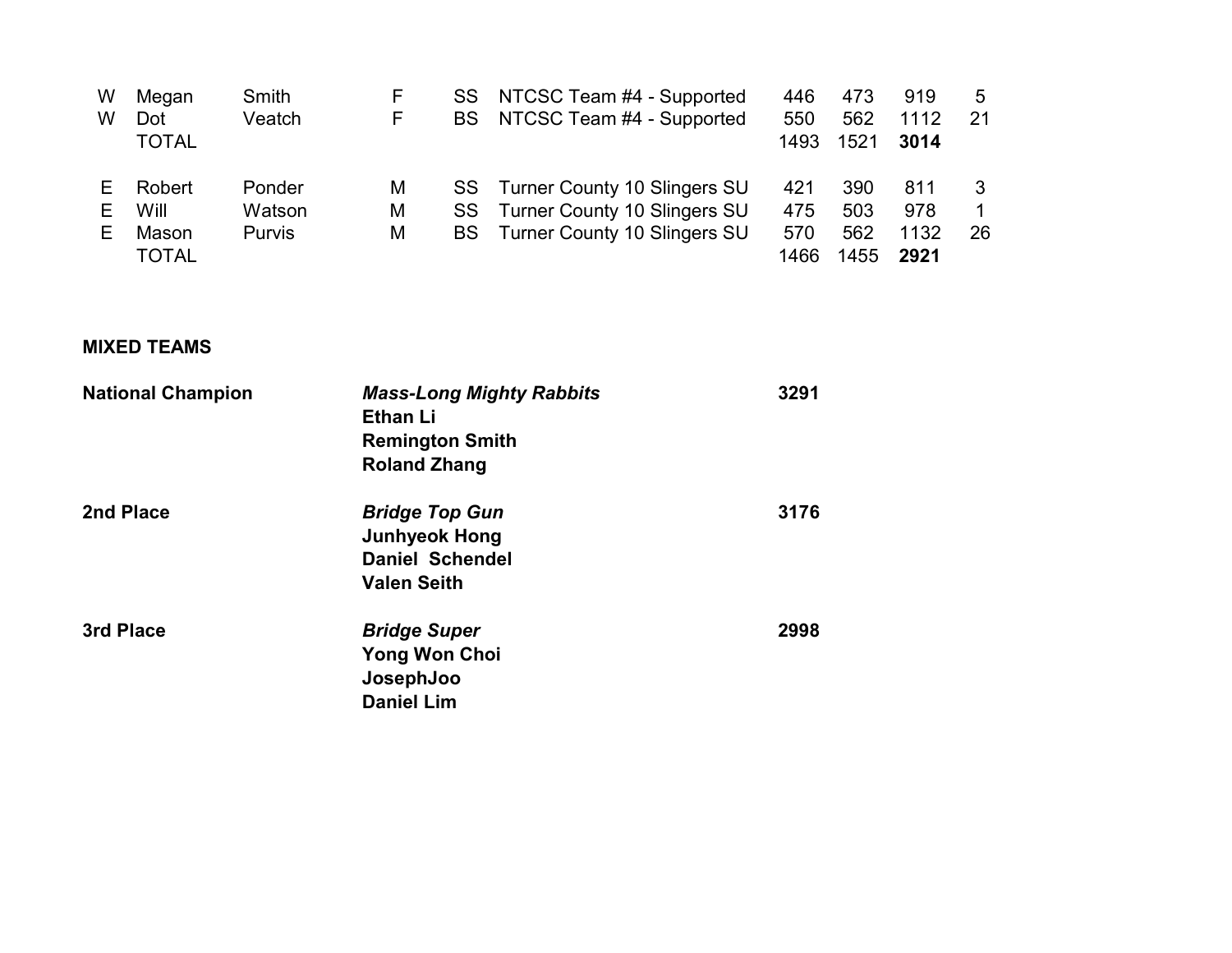| | | | | | | | | | |
|---|---|---|---|---|---|---|---|---|---|
| W | Megan | Smith | F | SS | NTCSC Team #4 - Supported | 446 | 473 | 919 | 5 |
| W | Dot | Veatch | F | BS | NTCSC Team #4 - Supported | 550 | 562 | 1112 | 21 |
| | TOTAL | | | | | 1493 | 1521 | **3014** | |
| | | | | | | | | | |
| E | Robert | Ponder | M | SS | Turner County 10 Slingers SU | 421 | 390 | 811 | 3 |
| E | Will | Watson | M | SS | Turner County 10 Slingers SU | 475 | 503 | 978 | 1 |
| E | Mason | Purvis | M | BS | Turner County 10 Slingers SU | 570 | 562 | 1132 | 26 |
| | TOTAL | | | | | 1466 | 1455 | **2921** | |

**MIXED TEAMS**

| | | |
|---|---|---|
| **National Champion** | ***Mass-Long Mighty Rabbits*** | **3291** |
| | **Ethan Li** | |
| | **Remington Smith** | |
| | **Roland Zhang** | |
| **2nd Place** | ***Bridge Top Gun*** | **3176** |
| | **Junhyeok Hong** | |
| | **Daniel Schendel** | |
| | **Valen Seith** | |
| **3rd Place** | ***Bridge Super*** | **2998** |
| | **Yong Won Choi** | |
| | **JosephJoo** | |
| | **Daniel Lim** | |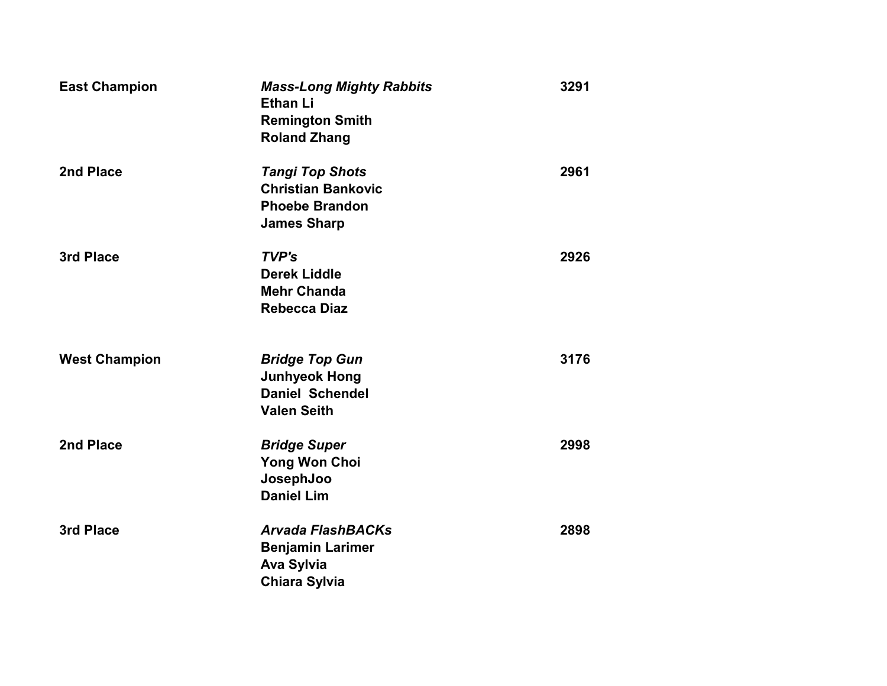| Place | Team / Members | Score |
|---|---|---|
| **East Champion** | ***Mass-Long Mighty Rabbits*** | **3291** |
| | **Ethan Li** | |
| | **Remington Smith** | |
| | **Roland Zhang** | |
| **2nd Place** | ***Tangi Top Shots*** | **2961** |
| | **Christian Bankovic** | |
| | **Phoebe Brandon** | |
| | **James Sharp** | |
| **3rd Place** | ***TVP's*** | **2926** |
| | **Derek Liddle** | |
| | **Mehr Chanda** | |
| | **Rebecca Diaz** | |
| **West Champion** | ***Bridge Top Gun*** | **3176** |
| | **Junhyeok Hong** | |
| | **Daniel Schendel** | |
| | **Valen Seith** | |
| **2nd Place** | ***Bridge Super*** | **2998** |
| | **Yong Won Choi** | |
| | **JosephJoo** | |
| | **Daniel Lim** | |
| **3rd Place** | ***Arvada FlashBACKs*** | **2898** |
| | **Benjamin Larimer** | |
| | **Ava Sylvia** | |
| | **Chiara Sylvia** | |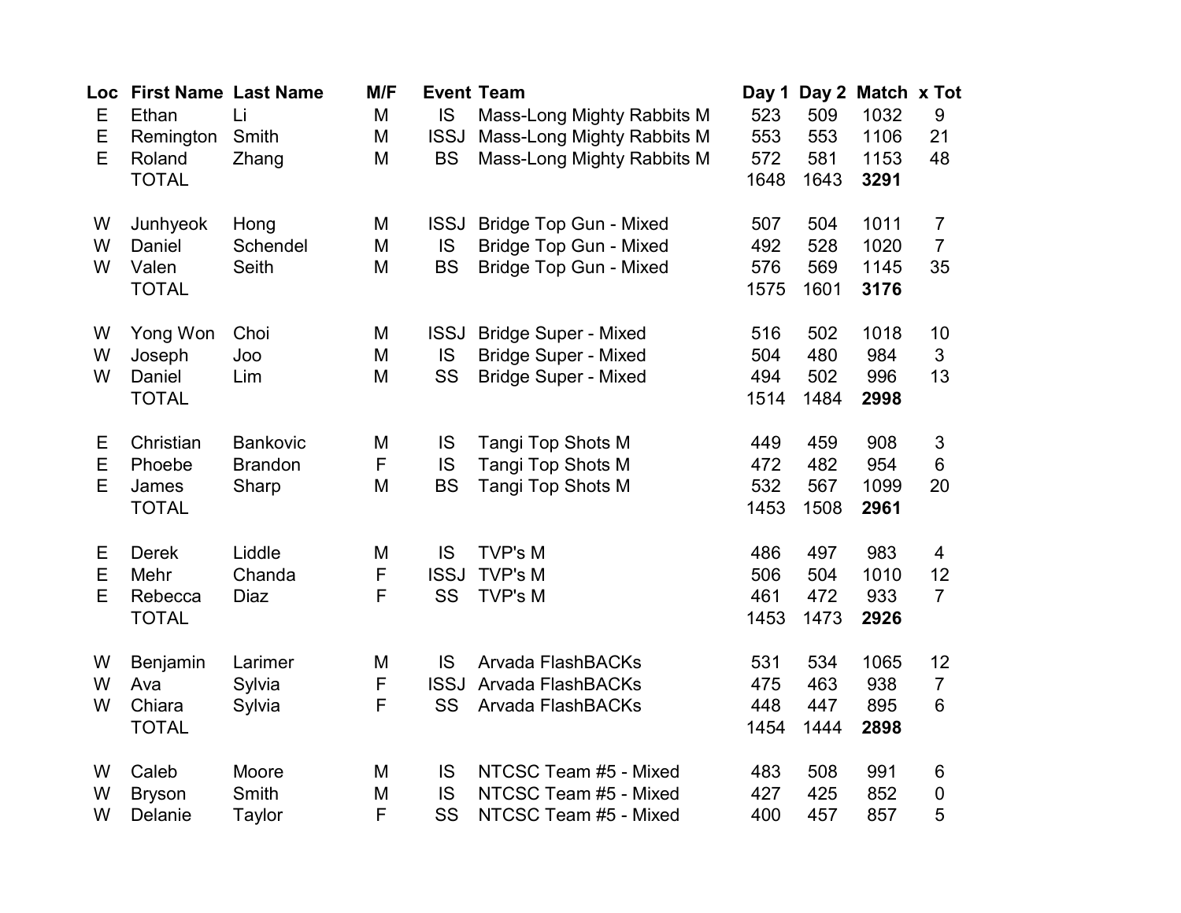| Loc | First Name | Last Name | M/F | Event | Team | Day 1 | Day 2 | Match | x Tot |
|---|---|---|---|---|---|---|---|---|---|
| E | Ethan | Li | M | IS | Mass-Long Mighty Rabbits M | 523 | 509 | 1032 | 9 |
| E | Remington | Smith | M | ISSJ | Mass-Long Mighty Rabbits M | 553 | 553 | 1106 | 21 |
| E | Roland | Zhang | M | BS | Mass-Long Mighty Rabbits M | 572 | 581 | 1153 | 48 |
| | TOTAL | | | | | 1648 | 1643 | **3291** | |
| | | | | | | | | | |
| W | Junhyeok | Hong | M | ISSJ | Bridge Top Gun - Mixed | 507 | 504 | 1011 | 7 |
| W | Daniel | Schendel | M | IS | Bridge Top Gun - Mixed | 492 | 528 | 1020 | 7 |
| W | Valen | Seith | M | BS | Bridge Top Gun - Mixed | 576 | 569 | 1145 | 35 |
| | TOTAL | | | | | 1575 | 1601 | **3176** | |
| | | | | | | | | | |
| W | Yong Won | Choi | M | ISSJ | Bridge Super - Mixed | 516 | 502 | 1018 | 10 |
| W | Joseph | Joo | M | IS | Bridge Super - Mixed | 504 | 480 | 984 | 3 |
| W | Daniel | Lim | M | SS | Bridge Super - Mixed | 494 | 502 | 996 | 13 |
| | TOTAL | | | | | 1514 | 1484 | **2998** | |
| | | | | | | | | | |
| E | Christian | Bankovic | M | IS | Tangi Top Shots M | 449 | 459 | 908 | 3 |
| E | Phoebe | Brandon | F | IS | Tangi Top Shots M | 472 | 482 | 954 | 6 |
| E | James | Sharp | M | BS | Tangi Top Shots M | 532 | 567 | 1099 | 20 |
| | TOTAL | | | | | 1453 | 1508 | **2961** | |
| | | | | | | | | | |
| E | Derek | Liddle | M | IS | TVP's M | 486 | 497 | 983 | 4 |
| E | Mehr | Chanda | F | ISSJ | TVP's M | 506 | 504 | 1010 | 12 |
| E | Rebecca | Diaz | F | SS | TVP's M | 461 | 472 | 933 | 7 |
| | TOTAL | | | | | 1453 | 1473 | **2926** | |
| | | | | | | | | | |
| W | Benjamin | Larimer | M | IS | Arvada FlashBACKs | 531 | 534 | 1065 | 12 |
| W | Ava | Sylvia | F | ISSJ | Arvada FlashBACKs | 475 | 463 | 938 | 7 |
| W | Chiara | Sylvia | F | SS | Arvada FlashBACKs | 448 | 447 | 895 | 6 |
| | TOTAL | | | | | 1454 | 1444 | **2898** | |
| | | | | | | | | | |
| W | Caleb | Moore | M | IS | NTCSC Team #5 - Mixed | 483 | 508 | 991 | 6 |
| W | Bryson | Smith | M | IS | NTCSC Team #5 - Mixed | 427 | 425 | 852 | 0 |
| W | Delanie | Taylor | F | SS | NTCSC Team #5 - Mixed | 400 | 457 | 857 | 5 |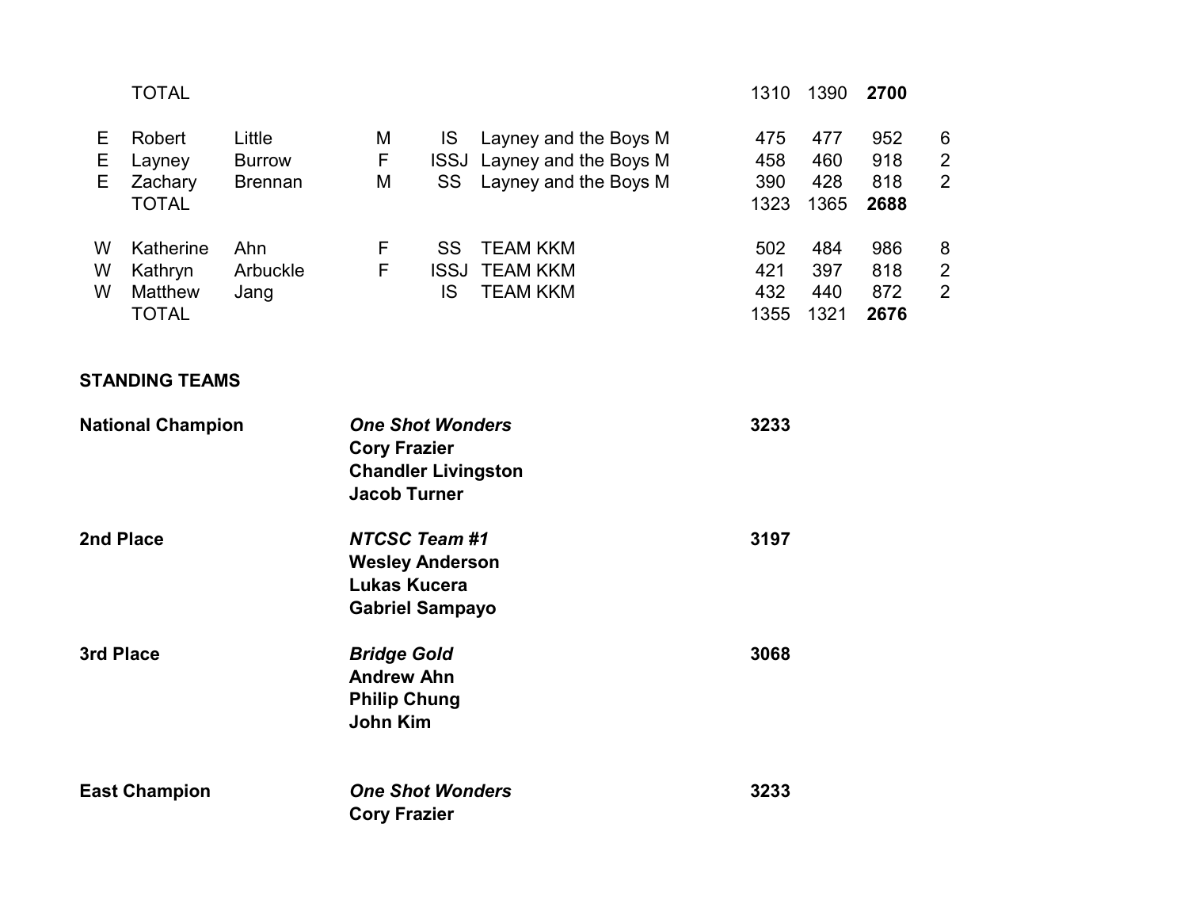| | | | | | | | | | |
|---|---|---|---|---|---|---|---|---|---|
| | TOTAL | | | | | 1310 | 1390 | **2700** | |
| | | | | | | | | | |
| E | Robert | Little | M | IS | Layney and the Boys M | 475 | 477 | 952 | 6 |
| E | Layney | Burrow | F | ISSJ | Layney and the Boys M | 458 | 460 | 918 | 2 |
| E | Zachary | Brennan | M | SS | Layney and the Boys M | 390 | 428 | 818 | 2 |
| | TOTAL | | | | | 1323 | 1365 | **2688** | |
| | | | | | | | | | |
| W | Katherine | Ahn | F | SS | TEAM KKM | 502 | 484 | 986 | 8 |
| W | Kathryn | Arbuckle | F | ISSJ | TEAM KKM | 421 | 397 | 818 | 2 |
| W | Matthew | Jang | | IS | TEAM KKM | 432 | 440 | 872 | 2 |
| | TOTAL | | | | | 1355 | 1321 | **2676** | |

**STANDING TEAMS**

| | | |
|---|---|---|
| **National Champion** | ***One Shot Wonders*** | **3233** |
| | **Cory Frazier** | |
| | **Chandler Livingston** | |
| | **Jacob Turner** | |
| **2nd Place** | ***NTCSC Team #1*** | **3197** |
| | **Wesley Anderson** | |
| | **Lukas Kucera** | |
| | **Gabriel Sampayo** | |
| **3rd Place** | ***Bridge Gold*** | **3068** |
| | **Andrew Ahn** | |
| | **Philip Chung** | |
| | **John Kim** | |
| | | |
| **East Champion** | ***One Shot Wonders*** | **3233** |
| | **Cory Frazier** | |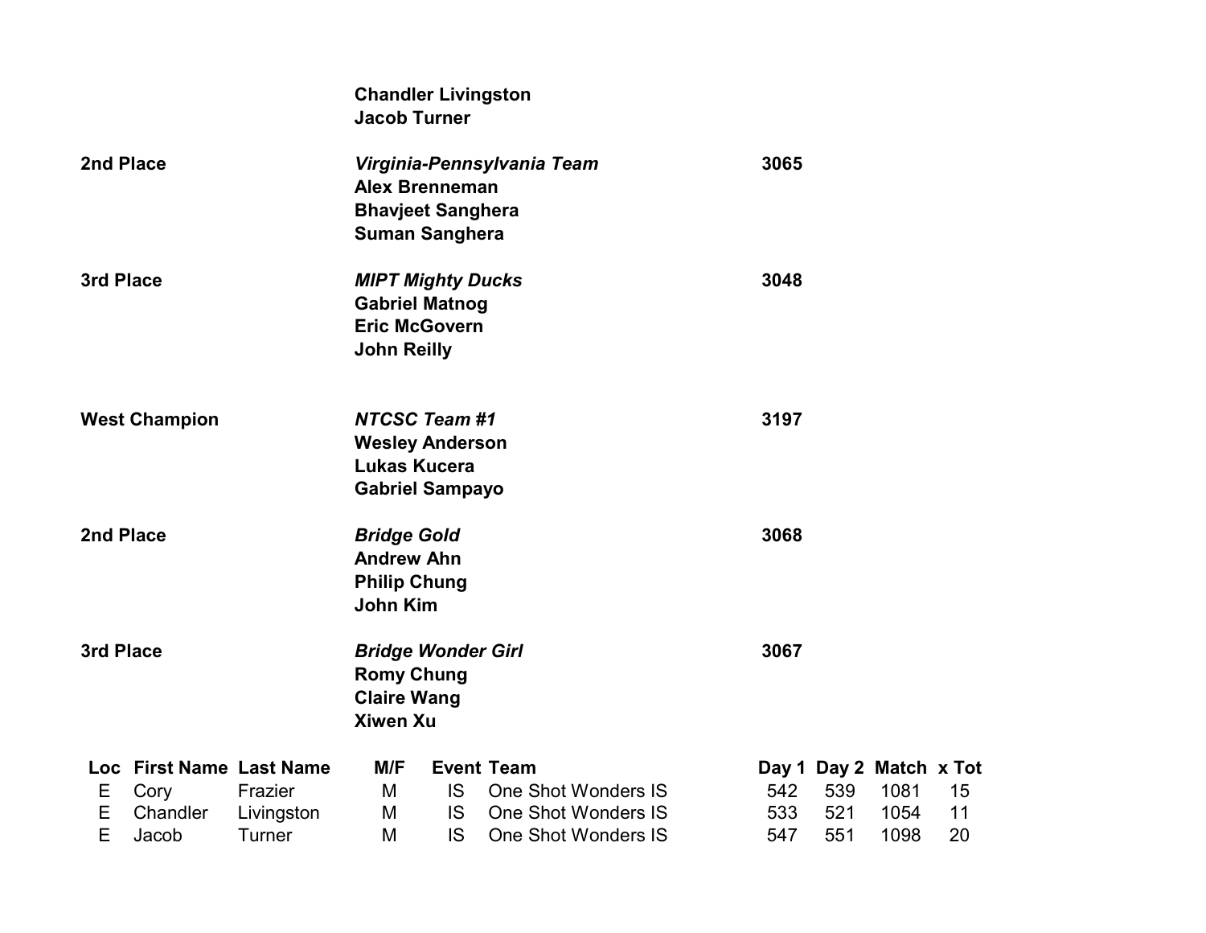**Chandler Livingston**
**Jacob Turner**

| | | |
|---|---|---|
| **2nd Place** | ***Virginia-Pennsylvania Team*** | **3065** |
| | **Alex Brenneman** | |
| | **Bhavjeet Sanghera** | |
| | **Suman Sanghera** | |
| **3rd Place** | ***MIPT Mighty Ducks*** | **3048** |
| | **Gabriel Matnog** | |
| | **Eric McGovern** | |
| | **John Reilly** | |
| **West Champion** | ***NTCSC Team #1*** | **3197** |
| | **Wesley Anderson** | |
| | **Lukas Kucera** | |
| | **Gabriel Sampayo** | |
| **2nd Place** | ***Bridge Gold*** | **3068** |
| | **Andrew Ahn** | |
| | **Philip Chung** | |
| | **John Kim** | |
| **3rd Place** | ***Bridge Wonder Girl*** | **3067** |
| | **Romy Chung** | |
| | **Claire Wang** | |
| | **Xiwen Xu** | |

| Loc | First Name | Last Name | M/F | Event | Team | Day 1 | Day 2 | Match | x Tot |
|---|---|---|---|---|---|---|---|---|---|
| E | Cory | Frazier | M | IS | One Shot Wonders IS | 542 | 539 | 1081 | 15 |
| E | Chandler | Livingston | M | IS | One Shot Wonders IS | 533 | 521 | 1054 | 11 |
| E | Jacob | Turner | M | IS | One Shot Wonders IS | 547 | 551 | 1098 | 20 |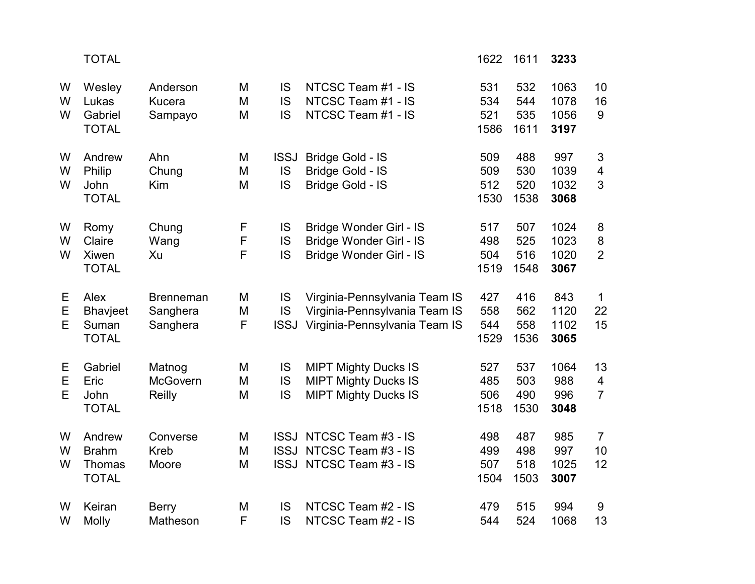| | | | | | | | | | |
|---|---|---|---|---|---|---|---|---|---|
| | TOTAL | | | | | 1622 | 1611 | **3233** | |
| | | | | | | | | | |
| W | Wesley | Anderson | M | IS | NTCSC Team #1 - IS | 531 | 532 | 1063 | 10 |
| W | Lukas | Kucera | M | IS | NTCSC Team #1 - IS | 534 | 544 | 1078 | 16 |
| W | Gabriel | Sampayo | M | IS | NTCSC Team #1 - IS | 521 | 535 | 1056 | 9 |
| | TOTAL | | | | | 1586 | 1611 | **3197** | |
| | | | | | | | | | |
| W | Andrew | Ahn | M | ISSJ | Bridge Gold - IS | 509 | 488 | 997 | 3 |
| W | Philip | Chung | M | IS | Bridge Gold - IS | 509 | 530 | 1039 | 4 |
| W | John | Kim | M | IS | Bridge Gold - IS | 512 | 520 | 1032 | 3 |
| | TOTAL | | | | | 1530 | 1538 | **3068** | |
| | | | | | | | | | |
| W | Romy | Chung | F | IS | Bridge Wonder Girl - IS | 517 | 507 | 1024 | 8 |
| W | Claire | Wang | F | IS | Bridge Wonder Girl - IS | 498 | 525 | 1023 | 8 |
| W | Xiwen | Xu | F | IS | Bridge Wonder Girl - IS | 504 | 516 | 1020 | 2 |
| | TOTAL | | | | | 1519 | 1548 | **3067** | |
| | | | | | | | | | |
| E | Alex | Brenneman | M | IS | Virginia-Pennsylvania Team IS | 427 | 416 | 843 | 1 |
| E | Bhavjeet | Sanghera | M | IS | Virginia-Pennsylvania Team IS | 558 | 562 | 1120 | 22 |
| E | Suman | Sanghera | F | ISSJ | Virginia-Pennsylvania Team IS | 544 | 558 | 1102 | 15 |
| | TOTAL | | | | | 1529 | 1536 | **3065** | |
| | | | | | | | | | |
| E | Gabriel | Matnog | M | IS | MIPT Mighty Ducks IS | 527 | 537 | 1064 | 13 |
| E | Eric | McGovern | M | IS | MIPT Mighty Ducks IS | 485 | 503 | 988 | 4 |
| E | John | Reilly | M | IS | MIPT Mighty Ducks IS | 506 | 490 | 996 | 7 |
| | TOTAL | | | | | 1518 | 1530 | **3048** | |
| | | | | | | | | | |
| W | Andrew | Converse | M | ISSJ | NTCSC Team #3 - IS | 498 | 487 | 985 | 7 |
| W | Brahm | Kreb | M | ISSJ | NTCSC Team #3 - IS | 499 | 498 | 997 | 10 |
| W | Thomas | Moore | M | ISSJ | NTCSC Team #3 - IS | 507 | 518 | 1025 | 12 |
| | TOTAL | | | | | 1504 | 1503 | **3007** | |
| | | | | | | | | | |
| W | Keiran | Berry | M | IS | NTCSC Team #2 - IS | 479 | 515 | 994 | 9 |
| W | Molly | Matheson | F | IS | NTCSC Team #2 - IS | 544 | 524 | 1068 | 13 |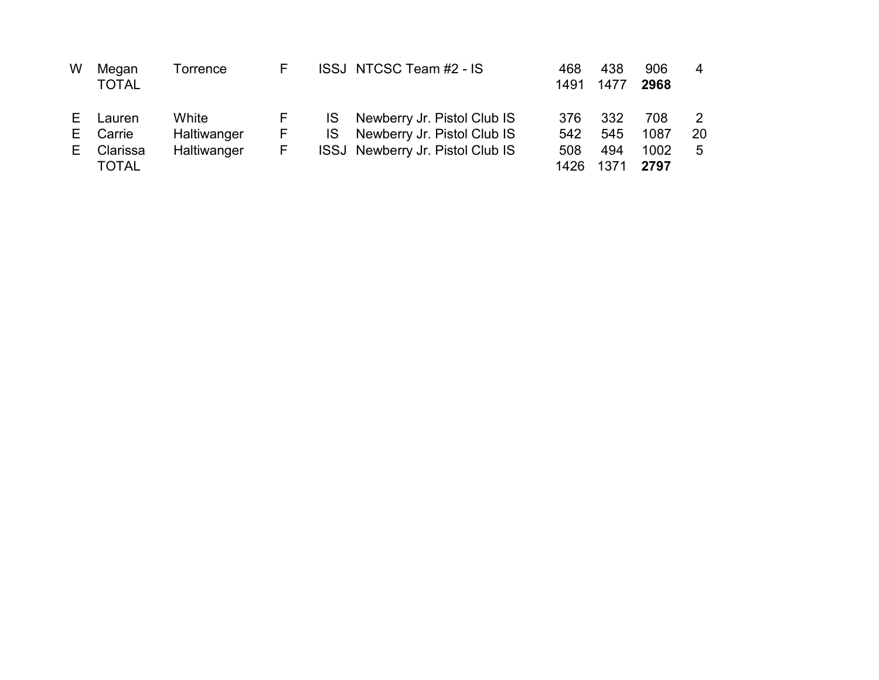| | | | | | | | | | |
|---|---|---|---|---|---|---|---|---|---|
| W | Megan | Torrence | F | ISSJ | NTCSC Team #2 - IS | 468 | 438 | 906 | 4 |
| | TOTAL | | | | | 1491 | 1477 | **2968** | |
| | | | | | | | | | |
| E | Lauren | White | F | IS | Newberry Jr. Pistol Club IS | 376 | 332 | 708 | 2 |
| E | Carrie | Haltiwanger | F | IS | Newberry Jr. Pistol Club IS | 542 | 545 | 1087 | 20 |
| E | Clarissa | Haltiwanger | F | ISSJ | Newberry Jr. Pistol Club IS | 508 | 494 | 1002 | 5 |
| | TOTAL | | | | | 1426 | 1371 | **2797** | |